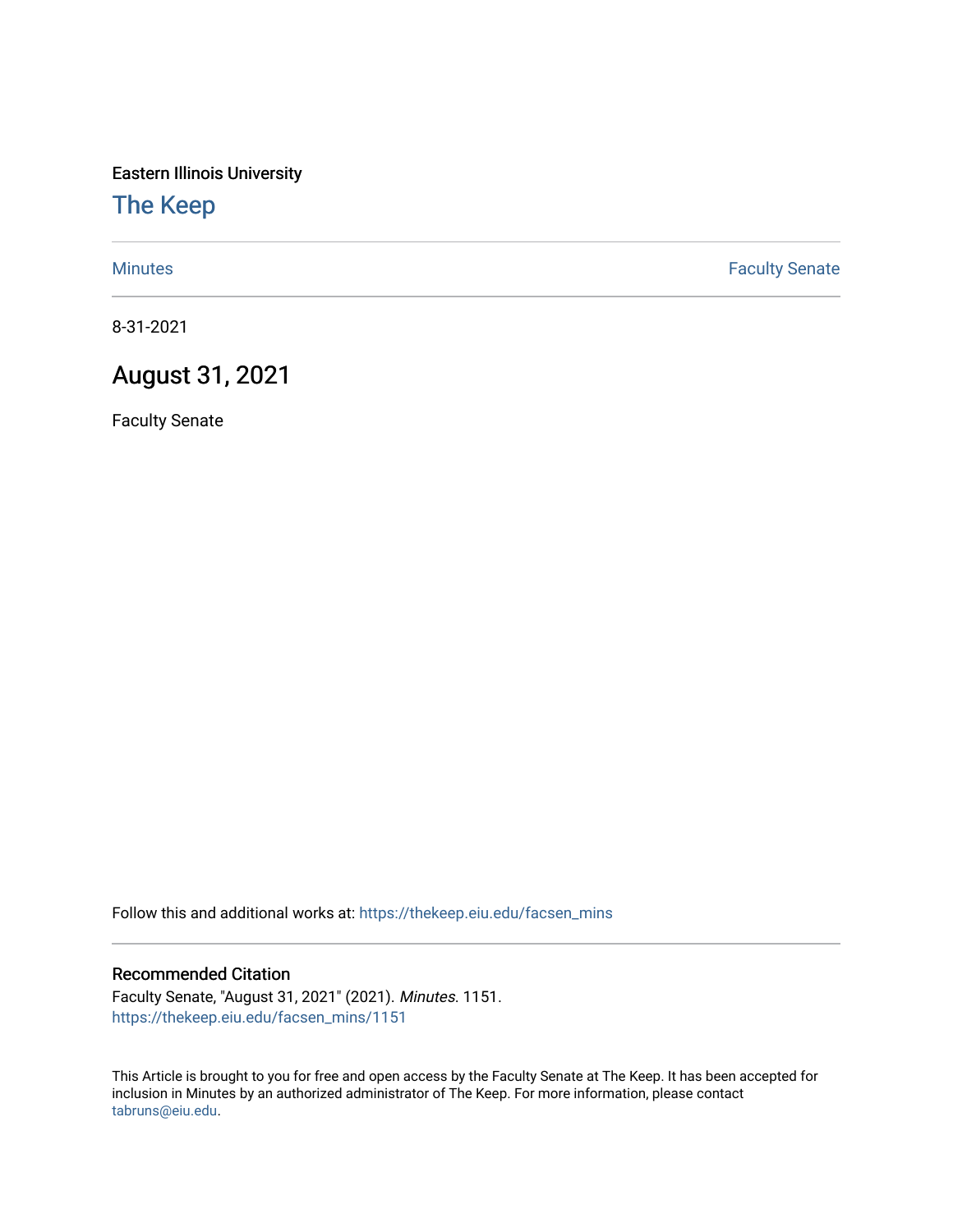Eastern Illinois University

# The Keep

Minutes | Faculty Senate

8-31-2021

## August 31, 2021

Faculty Senate

Follow this and additional works at: https://thekeep.eiu.edu/facsen_mins

### Recommended Citation

Faculty Senate, "August 31, 2021" (2021). *Minutes*. 1151.
https://thekeep.eiu.edu/facsen_mins/1151

This Article is brought to you for free and open access by the Faculty Senate at The Keep. It has been accepted for inclusion in Minutes by an authorized administrator of The Keep. For more information, please contact tabruns@eiu.edu.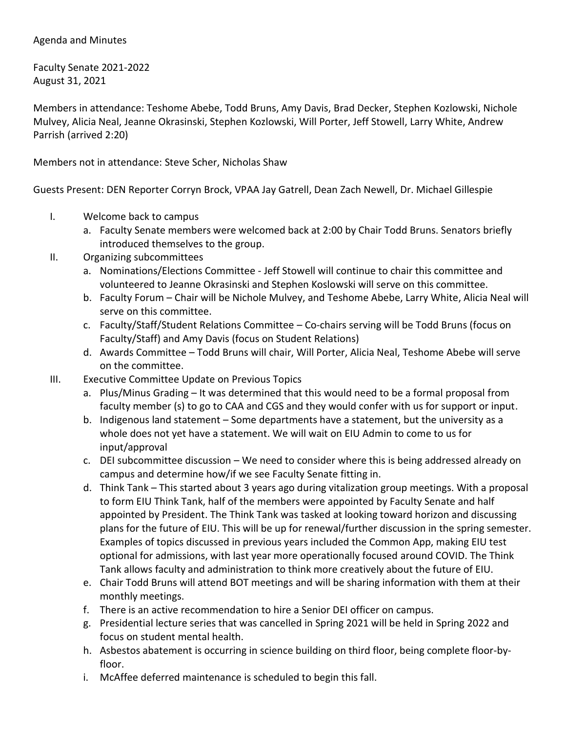Agenda and Minutes

Faculty Senate 2021-2022
August 31, 2021

Members in attendance: Teshome Abebe, Todd Bruns, Amy Davis, Brad Decker, Stephen Kozlowski, Nichole Mulvey, Alicia Neal, Jeanne Okrasinski, Stephen Kozlowski, Will Porter, Jeff Stowell, Larry White, Andrew Parrish (arrived 2:20)

Members not in attendance: Steve Scher, Nicholas Shaw

Guests Present: DEN Reporter Corryn Brock, VPAA Jay Gatrell, Dean Zach Newell, Dr. Michael Gillespie

I. Welcome back to campus
   a. Faculty Senate members were welcomed back at 2:00 by Chair Todd Bruns. Senators briefly introduced themselves to the group.
II. Organizing subcommittees
   a. Nominations/Elections Committee - Jeff Stowell will continue to chair this committee and volunteered to Jeanne Okrasinski and Stephen Koslowski will serve on this committee.
   b. Faculty Forum – Chair will be Nichole Mulvey, and Teshome Abebe, Larry White, Alicia Neal will serve on this committee.
   c. Faculty/Staff/Student Relations Committee – Co-chairs serving will be Todd Bruns (focus on Faculty/Staff) and Amy Davis (focus on Student Relations)
   d. Awards Committee – Todd Bruns will chair, Will Porter, Alicia Neal, Teshome Abebe will serve on the committee.
III. Executive Committee Update on Previous Topics
   a. Plus/Minus Grading – It was determined that this would need to be a formal proposal from faculty member (s) to go to CAA and CGS and they would confer with us for support or input.
   b. Indigenous land statement – Some departments have a statement, but the university as a whole does not yet have a statement. We will wait on EIU Admin to come to us for input/approval
   c. DEI subcommittee discussion – We need to consider where this is being addressed already on campus and determine how/if we see Faculty Senate fitting in.
   d. Think Tank – This started about 3 years ago during vitalization group meetings. With a proposal to form EIU Think Tank, half of the members were appointed by Faculty Senate and half appointed by President. The Think Tank was tasked at looking toward horizon and discussing plans for the future of EIU. This will be up for renewal/further discussion in the spring semester. Examples of topics discussed in previous years included the Common App, making EIU test optional for admissions, with last year more operationally focused around COVID. The Think Tank allows faculty and administration to think more creatively about the future of EIU.
   e. Chair Todd Bruns will attend BOT meetings and will be sharing information with them at their monthly meetings.
   f. There is an active recommendation to hire a Senior DEI officer on campus.
   g. Presidential lecture series that was cancelled in Spring 2021 will be held in Spring 2022 and focus on student mental health.
   h. Asbestos abatement is occurring in science building on third floor, being complete floor-by-floor.
   i. McAffee deferred maintenance is scheduled to begin this fall.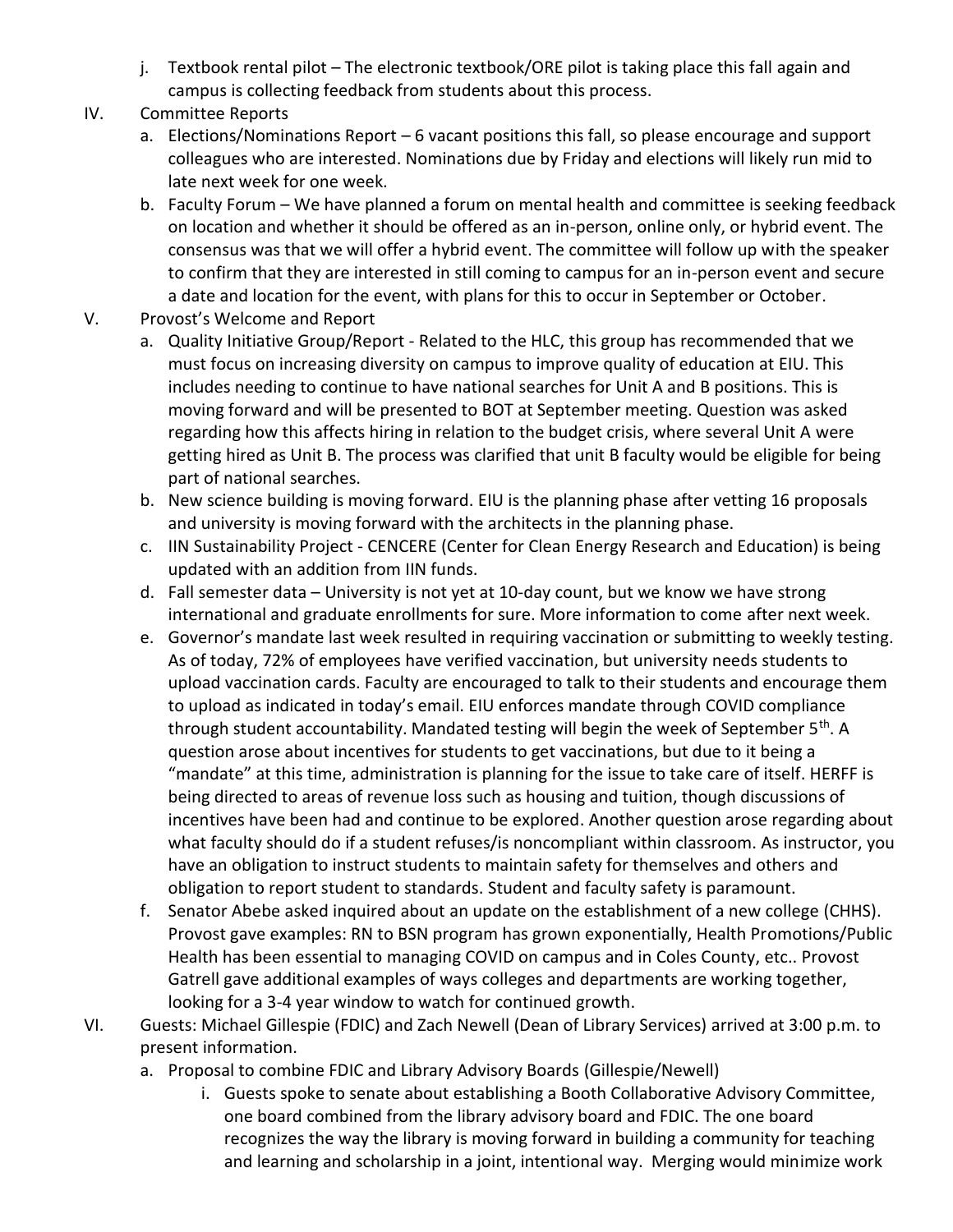j. Textbook rental pilot – The electronic textbook/ORE pilot is taking place this fall again and campus is collecting feedback from students about this process.

IV. Committee Reports

a. Elections/Nominations Report – 6 vacant positions this fall, so please encourage and support colleagues who are interested. Nominations due by Friday and elections will likely run mid to late next week for one week.

b. Faculty Forum – We have planned a forum on mental health and committee is seeking feedback on location and whether it should be offered as an in-person, online only, or hybrid event. The consensus was that we will offer a hybrid event. The committee will follow up with the speaker to confirm that they are interested in still coming to campus for an in-person event and secure a date and location for the event, with plans for this to occur in September or October.

V. Provost's Welcome and Report

a. Quality Initiative Group/Report - Related to the HLC, this group has recommended that we must focus on increasing diversity on campus to improve quality of education at EIU. This includes needing to continue to have national searches for Unit A and B positions. This is moving forward and will be presented to BOT at September meeting. Question was asked regarding how this affects hiring in relation to the budget crisis, where several Unit A were getting hired as Unit B. The process was clarified that unit B faculty would be eligible for being part of national searches.

b. New science building is moving forward. EIU is the planning phase after vetting 16 proposals and university is moving forward with the architects in the planning phase.

c. IIN Sustainability Project - CENCERE (Center for Clean Energy Research and Education) is being updated with an addition from IIN funds.

d. Fall semester data – University is not yet at 10-day count, but we know we have strong international and graduate enrollments for sure. More information to come after next week.

e. Governor's mandate last week resulted in requiring vaccination or submitting to weekly testing. As of today, 72% of employees have verified vaccination, but university needs students to upload vaccination cards. Faculty are encouraged to talk to their students and encourage them to upload as indicated in today's email. EIU enforces mandate through COVID compliance through student accountability. Mandated testing will begin the week of September 5th. A question arose about incentives for students to get vaccinations, but due to it being a "mandate" at this time, administration is planning for the issue to take care of itself. HERFF is being directed to areas of revenue loss such as housing and tuition, though discussions of incentives have been had and continue to be explored. Another question arose regarding about what faculty should do if a student refuses/is noncompliant within classroom. As instructor, you have an obligation to instruct students to maintain safety for themselves and others and obligation to report student to standards. Student and faculty safety is paramount.

f. Senator Abebe asked inquired about an update on the establishment of a new college (CHHS). Provost gave examples: RN to BSN program has grown exponentially, Health Promotions/Public Health has been essential to managing COVID on campus and in Coles County, etc.. Provost Gatrell gave additional examples of ways colleges and departments are working together, looking for a 3-4 year window to watch for continued growth.

VI. Guests: Michael Gillespie (FDIC) and Zach Newell (Dean of Library Services) arrived at 3:00 p.m. to present information.

a. Proposal to combine FDIC and Library Advisory Boards (Gillespie/Newell)

i. Guests spoke to senate about establishing a Booth Collaborative Advisory Committee, one board combined from the library advisory board and FDIC. The one board recognizes the way the library is moving forward in building a community for teaching and learning and scholarship in a joint, intentional way. Merging would minimize work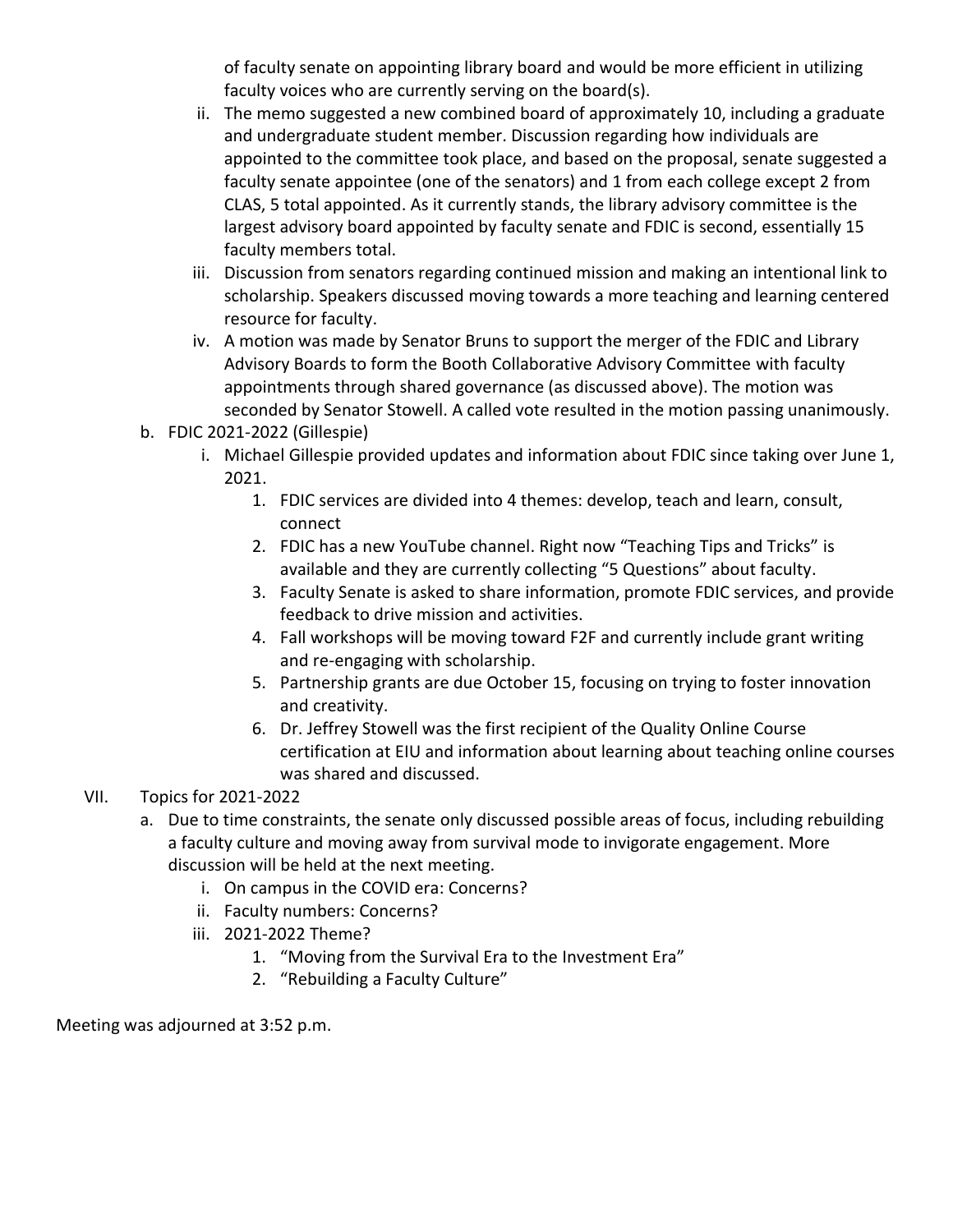of faculty senate on appointing library board and would be more efficient in utilizing faculty voices who are currently serving on the board(s).

   ii. The memo suggested a new combined board of approximately 10, including a graduate and undergraduate student member. Discussion regarding how individuals are appointed to the committee took place, and based on the proposal, senate suggested a faculty senate appointee (one of the senators) and 1 from each college except 2 from CLAS, 5 total appointed. As it currently stands, the library advisory committee is the largest advisory board appointed by faculty senate and FDIC is second, essentially 15 faculty members total.
   iii. Discussion from senators regarding continued mission and making an intentional link to scholarship. Speakers discussed moving towards a more teaching and learning centered resource for faculty.
   iv. A motion was made by Senator Bruns to support the merger of the FDIC and Library Advisory Boards to form the Booth Collaborative Advisory Committee with faculty appointments through shared governance (as discussed above). The motion was seconded by Senator Stowell. A called vote resulted in the motion passing unanimously.

b. FDIC 2021-2022 (Gillespie)
   i. Michael Gillespie provided updates and information about FDIC since taking over June 1, 2021.
      1. FDIC services are divided into 4 themes: develop, teach and learn, consult, connect
      2. FDIC has a new YouTube channel. Right now "Teaching Tips and Tricks" is available and they are currently collecting "5 Questions" about faculty.
      3. Faculty Senate is asked to share information, promote FDIC services, and provide feedback to drive mission and activities.
      4. Fall workshops will be moving toward F2F and currently include grant writing and re-engaging with scholarship.
      5. Partnership grants are due October 15, focusing on trying to foster innovation and creativity.
      6. Dr. Jeffrey Stowell was the first recipient of the Quality Online Course certification at EIU and information about learning about teaching online courses was shared and discussed.

VII. Topics for 2021-2022

a. Due to time constraints, the senate only discussed possible areas of focus, including rebuilding a faculty culture and moving away from survival mode to invigorate engagement. More discussion will be held at the next meeting.
   i. On campus in the COVID era: Concerns?
   ii. Faculty numbers: Concerns?
   iii. 2021-2022 Theme?
      1. "Moving from the Survival Era to the Investment Era"
      2. "Rebuilding a Faculty Culture"

Meeting was adjourned at 3:52 p.m.